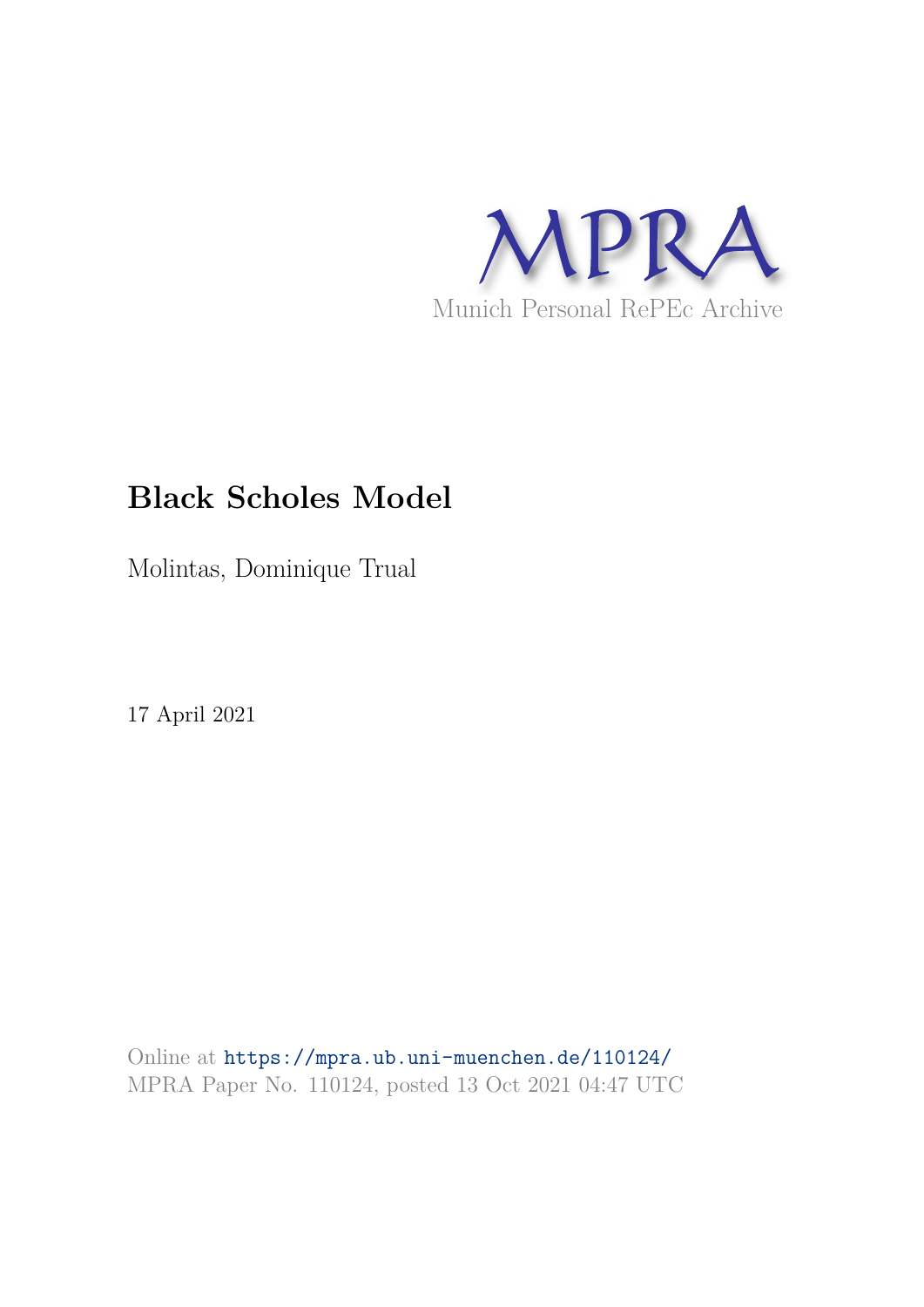MPRA

Munich Personal RePEc Archive

# Black Scholes Model

Molintas, Dominique Trual

17 April 2021

Online at https://mpra.ub.uni-muenchen.de/110124/
MPRA Paper No. 110124, posted 13 Oct 2021 04:47 UTC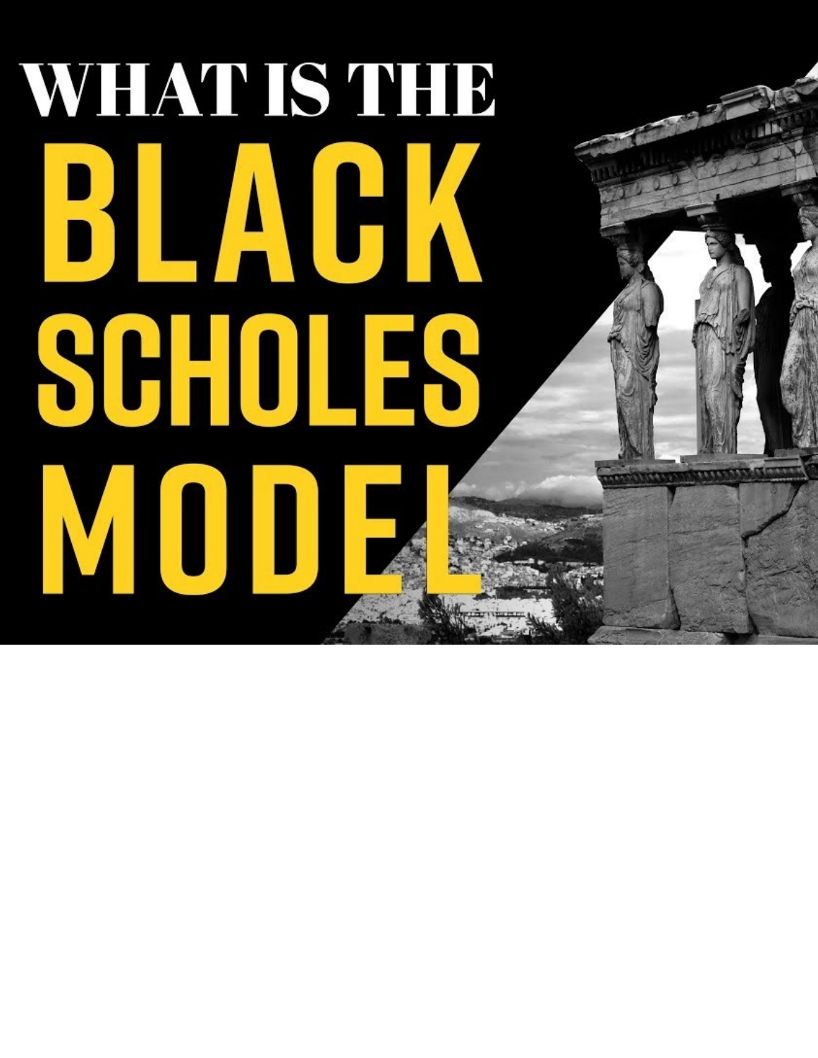# WHAT IS THE BLACK SCHOLES MODEL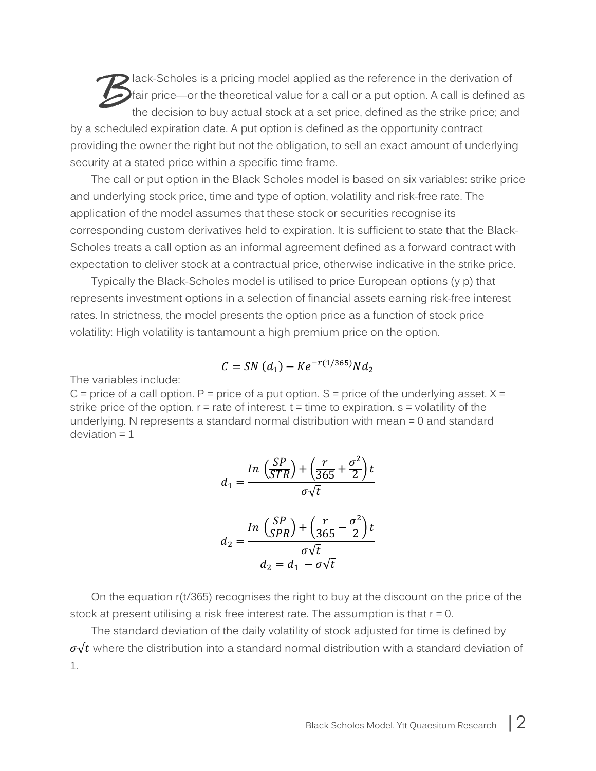Black-Scholes is a pricing model applied as the reference in the derivation of fair price—or the theoretical value for a call or a put option. A call is defined as the decision to buy actual stock at a set price, defined as the strike price; and by a scheduled expiration date. A put option is defined as the opportunity contract providing the owner the right but not the obligation, to sell an exact amount of underlying security at a stated price within a specific time frame.

The call or put option in the Black Scholes model is based on six variables: strike price and underlying stock price, time and type of option, volatility and risk-free rate. The application of the model assumes that these stock or securities recognise its corresponding custom derivatives held to expiration. It is sufficient to state that the Black-Scholes treats a call option as an informal agreement defined as a forward contract with expectation to deliver stock at a contractual price, otherwise indicative in the strike price.

Typically the Black-Scholes model is utilised to price European options (y p) that represents investment options in a selection of financial assets earning risk-free interest rates. In strictness, the model presents the option price as a function of stock price volatility: High volatility is tantamount a high premium price on the option.

$$C = SN\,(d_1) - Ke^{-r(1/365)}Nd_2$$

The variables include:

C = price of a call option. P = price of a put option. S = price of the underlying asset. X = strike price of the option. r = rate of interest. t = time to expiration. s = volatility of the underlying. N represents a standard normal distribution with mean = 0 and standard deviation = 1

$$d_1 = \frac{In\,\left(\frac{SP}{STR}\right) + \left(\frac{r}{365} + \frac{\sigma^2}{2}\right)t}{\sigma\sqrt{t}}$$

$$d_2 = \frac{In\,\left(\frac{SP}{SPR}\right) + \left(\frac{r}{365} - \frac{\sigma^2}{2}\right)t}{\sigma\sqrt{t}}$$

$$d_2 = d_1 - \sigma\sqrt{t}$$

On the equation r(t/365) recognises the right to buy at the discount on the price of the stock at present utilising a risk free interest rate. The assumption is that r = 0.

The standard deviation of the daily volatility of stock adjusted for time is defined by $\sigma\sqrt{t}$ where the distribution into a standard normal distribution with a standard deviation of 1.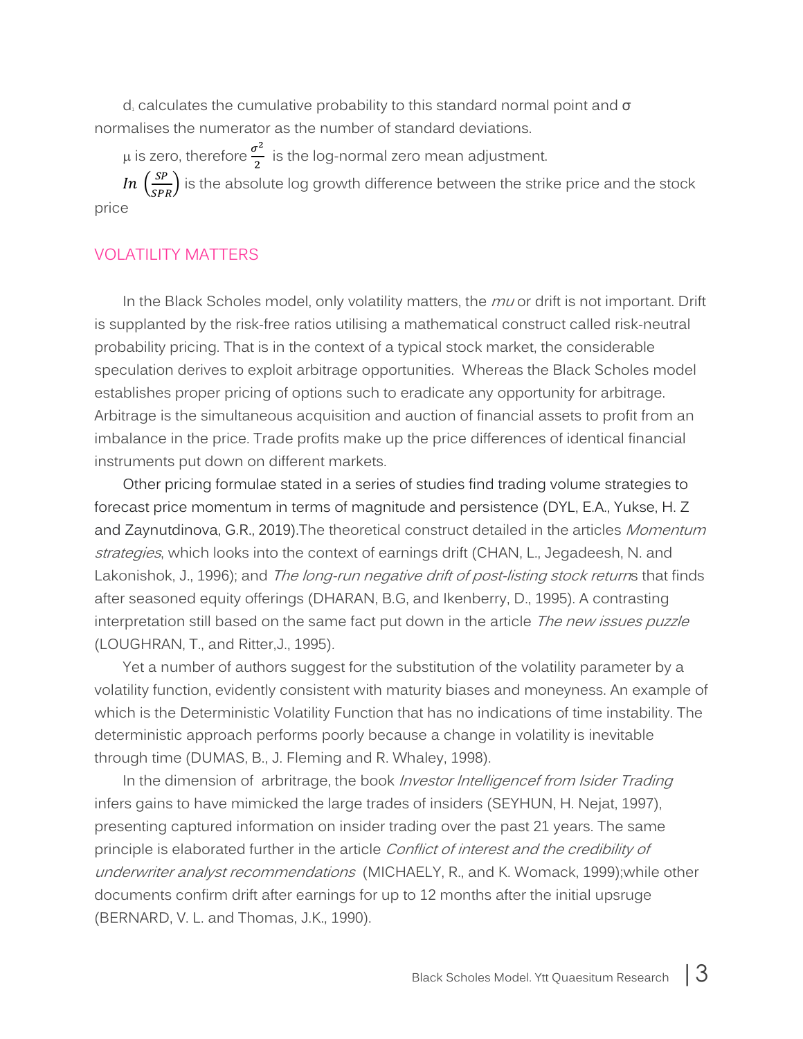$d_1$ calculates the cumulative probability to this standard normal point and σ normalises the numerator as the number of standard deviations.

μ is zero, therefore $\frac{\sigma^2}{2}$ is the log-normal zero mean adjustment.

$In\left(\frac{SP}{SPR}\right)$ is the absolute log growth difference between the strike price and the stock price

## VOLATILITY MATTERS

In the Black Scholes model, only volatility matters, the *mu* or drift is not important. Drift is supplanted by the risk-free ratios utilising a mathematical construct called risk-neutral probability pricing. That is in the context of a typical stock market, the considerable speculation derives to exploit arbitrage opportunities. Whereas the Black Scholes model establishes proper pricing of options such to eradicate any opportunity for arbitrage. Arbitrage is the simultaneous acquisition and auction of financial assets to profit from an imbalance in the price. Trade profits make up the price differences of identical financial instruments put down on different markets.

Other pricing formulae stated in a series of studies find trading volume strategies to forecast price momentum in terms of magnitude and persistence (DYL, E.A., Yukse, H. Z and Zaynutdinova, G.R., 2019).The theoretical construct detailed in the articles *Momentum strategies*, which looks into the context of earnings drift (CHAN, L., Jegadeesh, N. and Lakonishok, J., 1996); and *The long-run negative drift of post-listing stock return*s that finds after seasoned equity offerings (DHARAN, B.G, and Ikenberry, D., 1995). A contrasting interpretation still based on the same fact put down in the article *The new issues puzzle* (LOUGHRAN, T., and Ritter,J., 1995).

Yet a number of authors suggest for the substitution of the volatility parameter by a volatility function, evidently consistent with maturity biases and moneyness. An example of which is the Deterministic Volatility Function that has no indications of time instability. The deterministic approach performs poorly because a change in volatility is inevitable through time (DUMAS, B., J. Fleming and R. Whaley, 1998).

In the dimension of arbitrage, the book *Investor Intelligencef from Isider Trading* infers gains to have mimicked the large trades of insiders (SEYHUN, H. Nejat, 1997), presenting captured information on insider trading over the past 21 years. The same principle is elaborated further in the article *Conflict of interest and the credibility of underwriter analyst recommendations* (MICHAELY, R., and K. Womack, 1999);while other documents confirm drift after earnings for up to 12 months after the initial upsruge (BERNARD, V. L. and Thomas, J.K., 1990).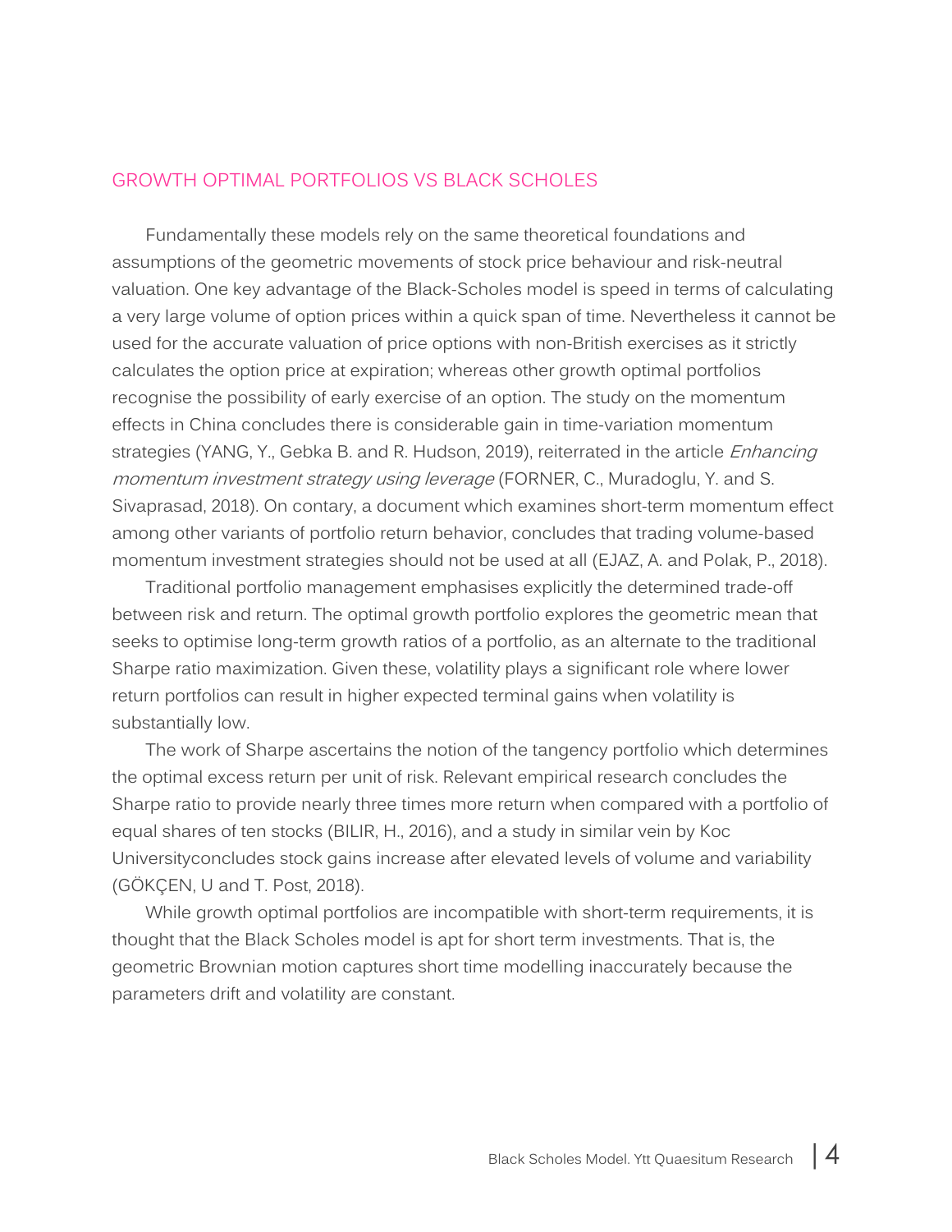## GROWTH OPTIMAL PORTFOLIOS VS BLACK SCHOLES

Fundamentally these models rely on the same theoretical foundations and assumptions of the geometric movements of stock price behaviour and risk-neutral valuation. One key advantage of the Black-Scholes model is speed in terms of calculating a very large volume of option prices within a quick span of time. Nevertheless it cannot be used for the accurate valuation of price options with non-British exercises as it strictly calculates the option price at expiration; whereas other growth optimal portfolios recognise the possibility of early exercise of an option. The study on the momentum effects in China concludes there is considerable gain in time-variation momentum strategies (YANG, Y., Gebka B. and R. Hudson, 2019), reiterrated in the article *Enhancing momentum investment strategy using leverage* (FORNER, C., Muradoglu, Y. and S. Sivaprasad, 2018). On contary, a document which examines short-term momentum effect among other variants of portfolio return behavior, concludes that trading volume-based momentum investment strategies should not be used at all (EJAZ, A. and Polak, P., 2018).

Traditional portfolio management emphasises explicitly the determined trade-off between risk and return. The optimal growth portfolio explores the geometric mean that seeks to optimise long-term growth ratios of a portfolio, as an alternate to the traditional Sharpe ratio maximization. Given these, volatility plays a significant role where lower return portfolios can result in higher expected terminal gains when volatility is substantially low.

The work of Sharpe ascertains the notion of the tangency portfolio which determines the optimal excess return per unit of risk. Relevant empirical research concludes the Sharpe ratio to provide nearly three times more return when compared with a portfolio of equal shares of ten stocks (BILIR, H., 2016), and a study in similar vein by Koc Universityconcludes stock gains increase after elevated levels of volume and variability (GÖKÇEN, U and T. Post, 2018).

While growth optimal portfolios are incompatible with short-term requirements, it is thought that the Black Scholes model is apt for short term investments. That is, the geometric Brownian motion captures short time modelling inaccurately because the parameters drift and volatility are constant.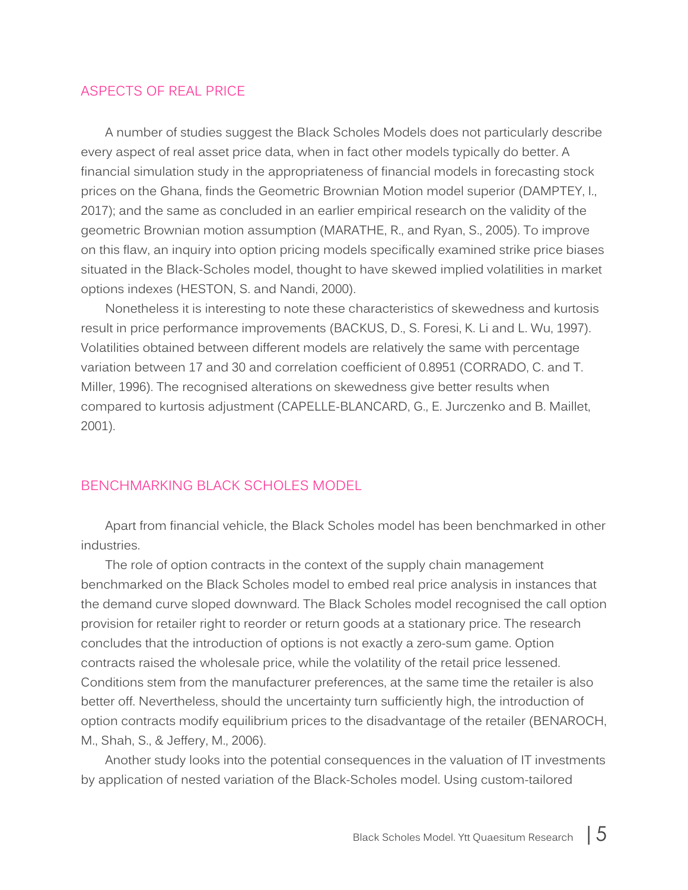## ASPECTS OF REAL PRICE

A number of studies suggest the Black Scholes Models does not particularly describe every aspect of real asset price data, when in fact other models typically do better. A financial simulation study in the appropriateness of financial models in forecasting stock prices on the Ghana, finds the Geometric Brownian Motion model superior (DAMPTEY, I., 2017); and the same as concluded in an earlier empirical research on the validity of the geometric Brownian motion assumption (MARATHE, R., and Ryan, S., 2005). To improve on this flaw, an inquiry into option pricing models specifically examined strike price biases situated in the Black-Scholes model, thought to have skewed implied volatilities in market options indexes (HESTON, S. and Nandi, 2000).

Nonetheless it is interesting to note these characteristics of skewedness and kurtosis result in price performance improvements (BACKUS, D., S. Foresi, K. Li and L. Wu, 1997). Volatilities obtained between different models are relatively the same with percentage variation between 17 and 30 and correlation coefficient of 0.8951 (CORRADO, C. and T. Miller, 1996). The recognised alterations on skewedness give better results when compared to kurtosis adjustment (CAPELLE-BLANCARD, G., E. Jurczenko and B. Maillet, 2001).

## BENCHMARKING BLACK SCHOLES MODEL

Apart from financial vehicle, the Black Scholes model has been benchmarked in other industries.

The role of option contracts in the context of the supply chain management benchmarked on the Black Scholes model to embed real price analysis in instances that the demand curve sloped downward. The Black Scholes model recognised the call option provision for retailer right to reorder or return goods at a stationary price. The research concludes that the introduction of options is not exactly a zero-sum game. Option contracts raised the wholesale price, while the volatility of the retail price lessened. Conditions stem from the manufacturer preferences, at the same time the retailer is also better off. Nevertheless, should the uncertainty turn sufficiently high, the introduction of option contracts modify equilibrium prices to the disadvantage of the retailer (BENAROCH, M., Shah, S., & Jeffery, M., 2006).

Another study looks into the potential consequences in the valuation of IT investments by application of nested variation of the Black-Scholes model. Using custom-tailored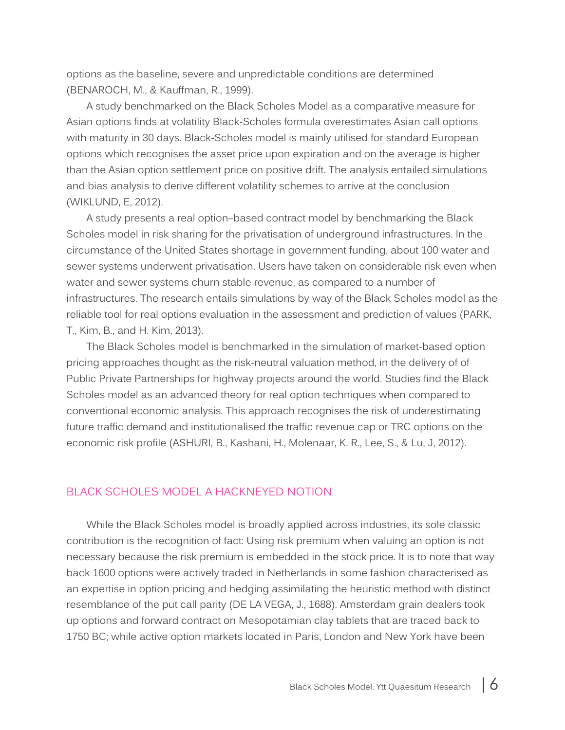options as the baseline, severe and unpredictable conditions are determined (BENAROCH, M., & Kauffman, R., 1999).

A study benchmarked on the Black Scholes Model as a comparative measure for Asian options finds at volatility Black-Scholes formula overestimates Asian call options with maturity in 30 days. Black-Scholes model is mainly utilised for standard European options which recognises the asset price upon expiration and on the average is higher than the Asian option settlement price on positive drift. The analysis entailed simulations and bias analysis to derive different volatility schemes to arrive at the conclusion (WIKLUND, E, 2012).

A study presents a real option–based contract model by benchmarking the Black Scholes model in risk sharing for the privatisation of underground infrastructures. In the circumstance of the United States shortage in government funding, about 100 water and sewer systems underwent privatisation. Users have taken on considerable risk even when water and sewer systems churn stable revenue, as compared to a number of infrastructures. The research entails simulations by way of the Black Scholes model as the reliable tool for real options evaluation in the assessment and prediction of values (PARK, T., Kim, B., and H. Kim, 2013).

The Black Scholes model is benchmarked in the simulation of market-based option pricing approaches thought as the risk-neutral valuation method, in the delivery of of Public Private Partnerships for highway projects around the world. Studies find the Black Scholes model as an advanced theory for real option techniques when compared to conventional economic analysis. This approach recognises the risk of underestimating future traffic demand and institutionalised the traffic revenue cap or TRC options on the economic risk profile (ASHURI, B., Kashani, H., Molenaar, K. R., Lee, S., & Lu, J, 2012).

## BLACK SCHOLES MODEL A HACKNEYED NOTION

While the Black Scholes model is broadly applied across industries, its sole classic contribution is the recognition of fact: Using risk premium when valuing an option is not necessary because the risk premium is embedded in the stock price. It is to note that way back 1600 options were actively traded in Netherlands in some fashion characterised as an expertise in option pricing and hedging assimilating the heuristic method with distinct resemblance of the put call parity (DE LA VEGA, J., 1688). Amsterdam grain dealers took up options and forward contract on Mesopotamian clay tablets that are traced back to 1750 BC; while active option markets located in Paris, London and New York have been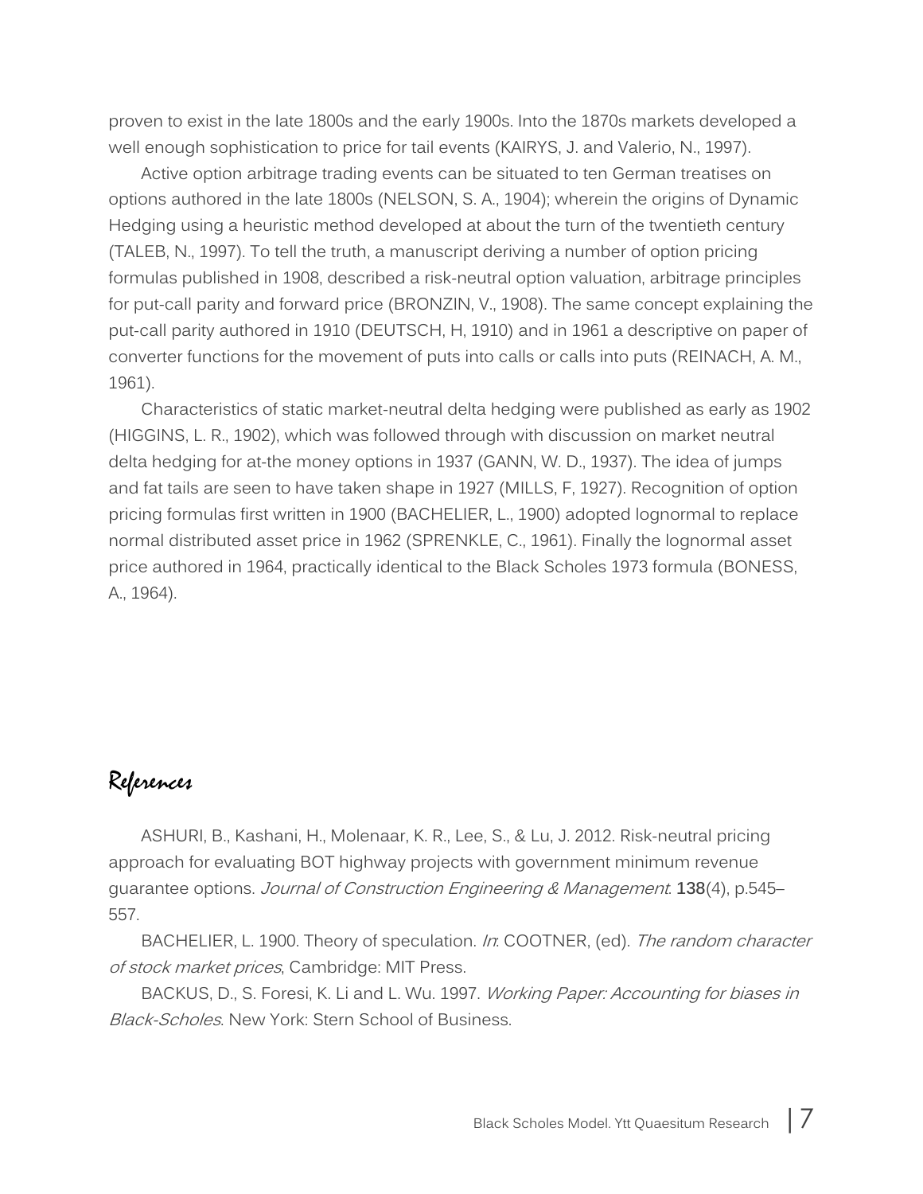proven to exist in the late 1800s and the early 1900s. Into the 1870s markets developed a well enough sophistication to price for tail events (KAIRYS, J. and Valerio, N., 1997).

Active option arbitrage trading events can be situated to ten German treatises on options authored in the late 1800s (NELSON, S. A., 1904); wherein the origins of Dynamic Hedging using a heuristic method developed at about the turn of the twentieth century (TALEB, N., 1997). To tell the truth, a manuscript deriving a number of option pricing formulas published in 1908, described a risk-neutral option valuation, arbitrage principles for put-call parity and forward price (BRONZIN, V., 1908). The same concept explaining the put-call parity authored in 1910 (DEUTSCH, H, 1910) and in 1961 a descriptive on paper of converter functions for the movement of puts into calls or calls into puts (REINACH, A. M., 1961).

Characteristics of static market-neutral delta hedging were published as early as 1902 (HIGGINS, L. R., 1902), which was followed through with discussion on market neutral delta hedging for at-the money options in 1937 (GANN, W. D., 1937). The idea of jumps and fat tails are seen to have taken shape in 1927 (MILLS, F, 1927). Recognition of option pricing formulas first written in 1900 (BACHELIER, L., 1900) adopted lognormal to replace normal distributed asset price in 1962 (SPRENKLE, C., 1961). Finally the lognormal asset price authored in 1964, practically identical to the Black Scholes 1973 formula (BONESS, A., 1964).

## References

ASHURI, B., Kashani, H., Molenaar, K. R., Lee, S., & Lu, J. 2012. Risk-neutral pricing approach for evaluating BOT highway projects with government minimum revenue guarantee options. *Journal of Construction Engineering & Management*. **138**(4), p.545–557.

BACHELIER, L. 1900. Theory of speculation. *In*: COOTNER, (ed). *The random character of stock market prices*, Cambridge: MIT Press.

BACKUS, D., S. Foresi, K. Li and L. Wu. 1997. *Working Paper: Accounting for biases in Black-Scholes*. New York: Stern School of Business.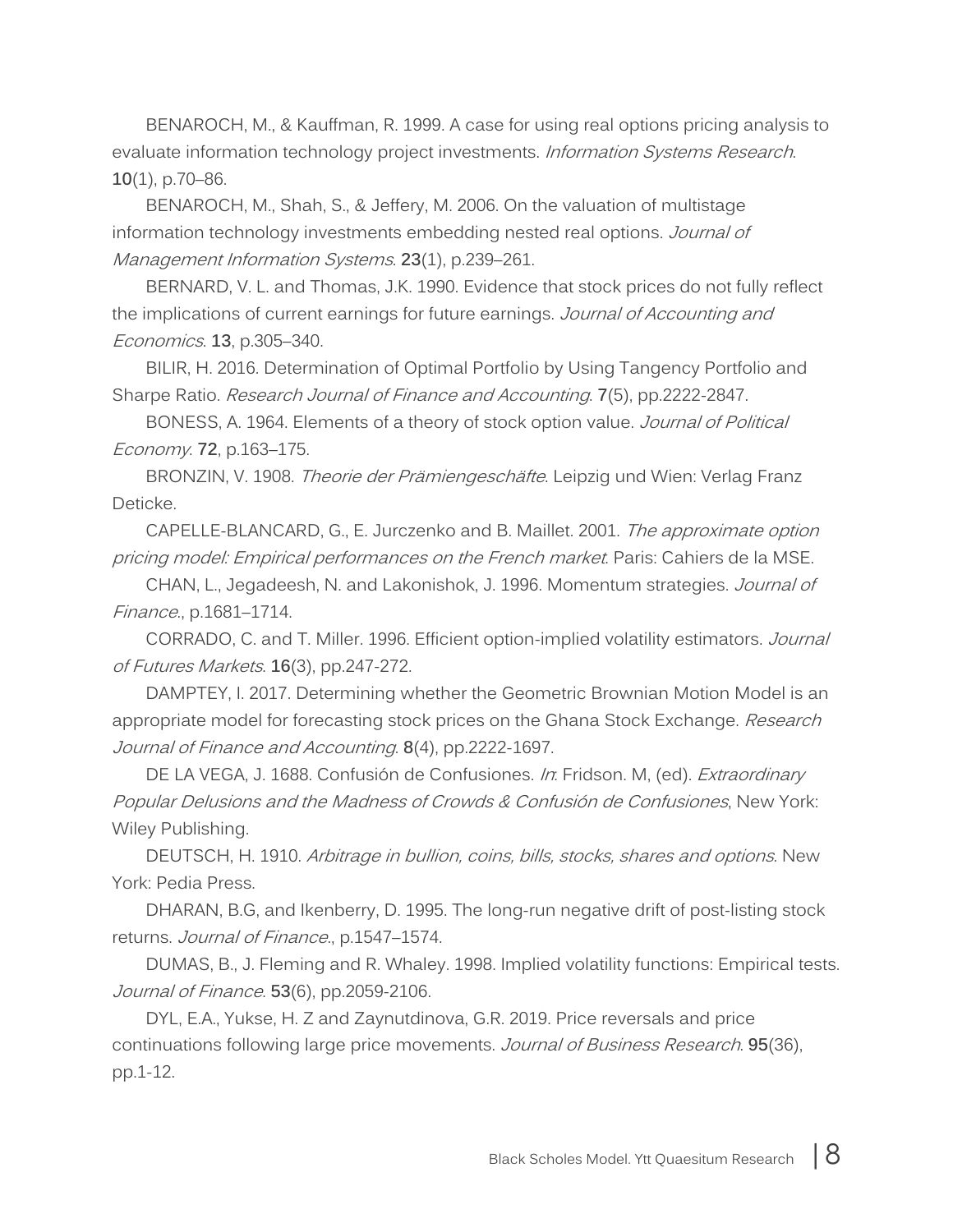BENAROCH, M., & Kauffman, R. 1999. A case for using real options pricing analysis to evaluate information technology project investments. *Information Systems Research*. **10**(1), p.70–86.

BENAROCH, M., Shah, S., & Jeffery, M. 2006. On the valuation of multistage information technology investments embedding nested real options. *Journal of Management Information Systems*. **23**(1), p.239–261.

BERNARD, V. L. and Thomas, J.K. 1990. Evidence that stock prices do not fully reflect the implications of current earnings for future earnings. *Journal of Accounting and Economics*. **13**, p.305–340.

BILIR, H. 2016. Determination of Optimal Portfolio by Using Tangency Portfolio and Sharpe Ratio. *Research Journal of Finance and Accounting*. **7**(5), pp.2222-2847.

BONESS, A. 1964. Elements of a theory of stock option value. *Journal of Political Economy*. **72**, p.163–175.

BRONZIN, V. 1908. *Theorie der Prämiengeschäfte*. Leipzig und Wien: Verlag Franz Deticke.

CAPELLE-BLANCARD, G., E. Jurczenko and B. Maillet. 2001. *The approximate option pricing model: Empirical performances on the French market*. Paris: Cahiers de la MSE.

CHAN, L., Jegadeesh, N. and Lakonishok, J. 1996. Momentum strategies. *Journal of Finance*., p.1681–1714.

CORRADO, C. and T. Miller. 1996. Efficient option-implied volatility estimators. *Journal of Futures Markets*. **16**(3), pp.247-272.

DAMPTEY, I. 2017. Determining whether the Geometric Brownian Motion Model is an appropriate model for forecasting stock prices on the Ghana Stock Exchange. *Research Journal of Finance and Accounting*. **8**(4), pp.2222-1697.

DE LA VEGA, J. 1688. Confusión de Confusiones. *In*: Fridson. M, (ed). *Extraordinary Popular Delusions and the Madness of Crowds & Confusión de Confusiones*, New York: Wiley Publishing.

DEUTSCH, H. 1910. *Arbitrage in bullion, coins, bills, stocks, shares and options*. New York: Pedia Press.

DHARAN, B.G, and Ikenberry, D. 1995. The long-run negative drift of post-listing stock returns. *Journal of Finance*., p.1547–1574.

DUMAS, B., J. Fleming and R. Whaley. 1998. Implied volatility functions: Empirical tests. *Journal of Finance*. **53**(6), pp.2059-2106.

DYL, E.A., Yukse, H. Z and Zaynutdinova, G.R. 2019. Price reversals and price continuations following large price movements. *Journal of Business Research*. **95**(36), pp.1-12.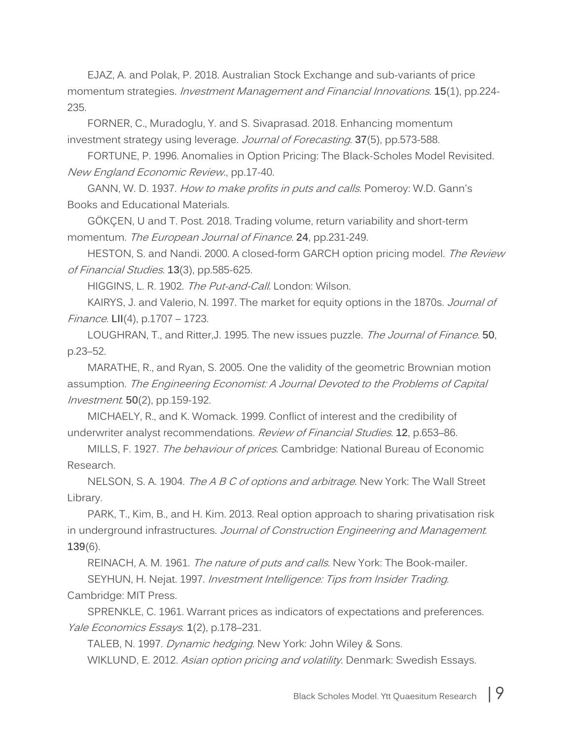EJAZ, A. and Polak, P. 2018. Australian Stock Exchange and sub-variants of price momentum strategies. *Investment Management and Financial Innovations*. **15**(1), pp.224-235.

FORNER, C., Muradoglu, Y. and S. Sivaprasad. 2018. Enhancing momentum investment strategy using leverage. *Journal of Forecasting*. **37**(5), pp.573-588.

FORTUNE, P. 1996. Anomalies in Option Pricing: The Black-Scholes Model Revisited. *New England Economic Review.*, pp.17-40.

GANN, W. D. 1937. *How to make profits in puts and calls*. Pomeroy: W.D. Gann's Books and Educational Materials.

GÖKÇEN, U and T. Post. 2018. Trading volume, return variability and short-term momentum. *The European Journal of Finance*. **24**, pp.231-249.

HESTON, S. and Nandi. 2000. A closed-form GARCH option pricing model. *The Review of Financial Studies*. **13**(3), pp.585-625.

HIGGINS, L. R. 1902. *The Put-and-Call*. London: Wilson.

KAIRYS, J. and Valerio, N. 1997. The market for equity options in the 1870s. *Journal of Finance*. **LII**(4), p.1707 – 1723.

LOUGHRAN, T., and Ritter,J. 1995. The new issues puzzle. *The Journal of Finance*. **50**, p.23–52.

MARATHE, R., and Ryan, S. 2005. One the validity of the geometric Brownian motion assumption. *The Engineering Economist: A Journal Devoted to the Problems of Capital Investment*. **50**(2), pp.159-192.

MICHAELY, R., and K. Womack. 1999. Conflict of interest and the credibility of underwriter analyst recommendations. *Review of Financial Studies*. **12**, p.653–86.

MILLS, F. 1927. *The behaviour of prices*. Cambridge: National Bureau of Economic Research.

NELSON, S. A. 1904. *The A B C of options and arbitrage*. New York: The Wall Street Library.

PARK, T., Kim, B., and H. Kim. 2013. Real option approach to sharing privatisation risk in underground infrastructures. *Journal of Construction Engineering and Management*. **139**(6).

REINACH, A. M. 1961. *The nature of puts and calls*. New York: The Book-mailer.

SEYHUN, H. Nejat. 1997. *Investment Intelligence: Tips from Insider Trading*. Cambridge: MIT Press.

SPRENKLE, C. 1961. Warrant prices as indicators of expectations and preferences. *Yale Economics Essays*. **1**(2), p.178–231.

TALEB, N. 1997. *Dynamic hedging*. New York: John Wiley & Sons.

WIKLUND, E. 2012. *Asian option pricing and volatility*. Denmark: Swedish Essays.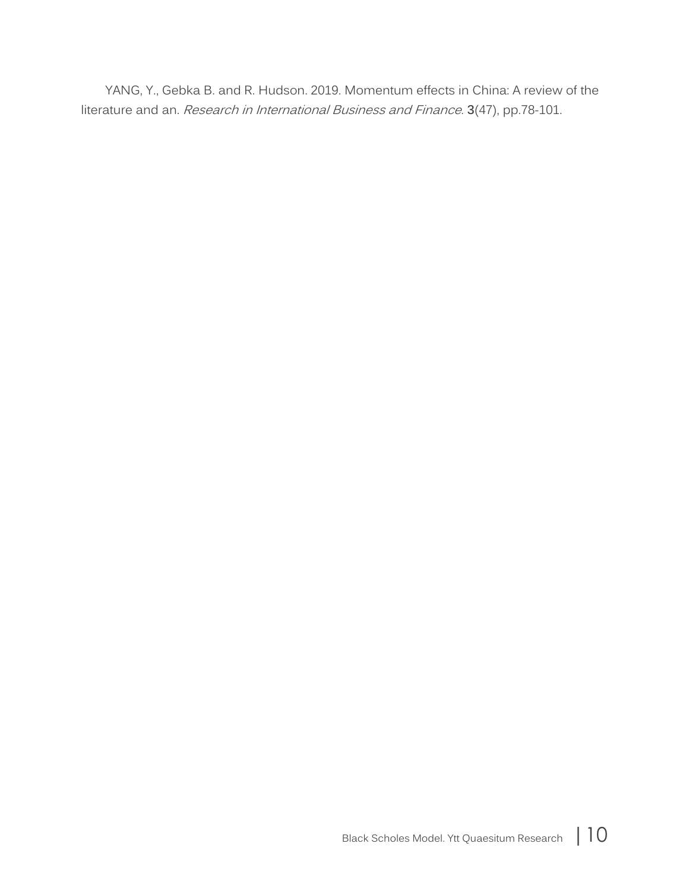YANG, Y., Gebka B. and R. Hudson. 2019. Momentum effects in China: A review of the literature and an. *Research in International Business and Finance*. **3**(47), pp.78-101.